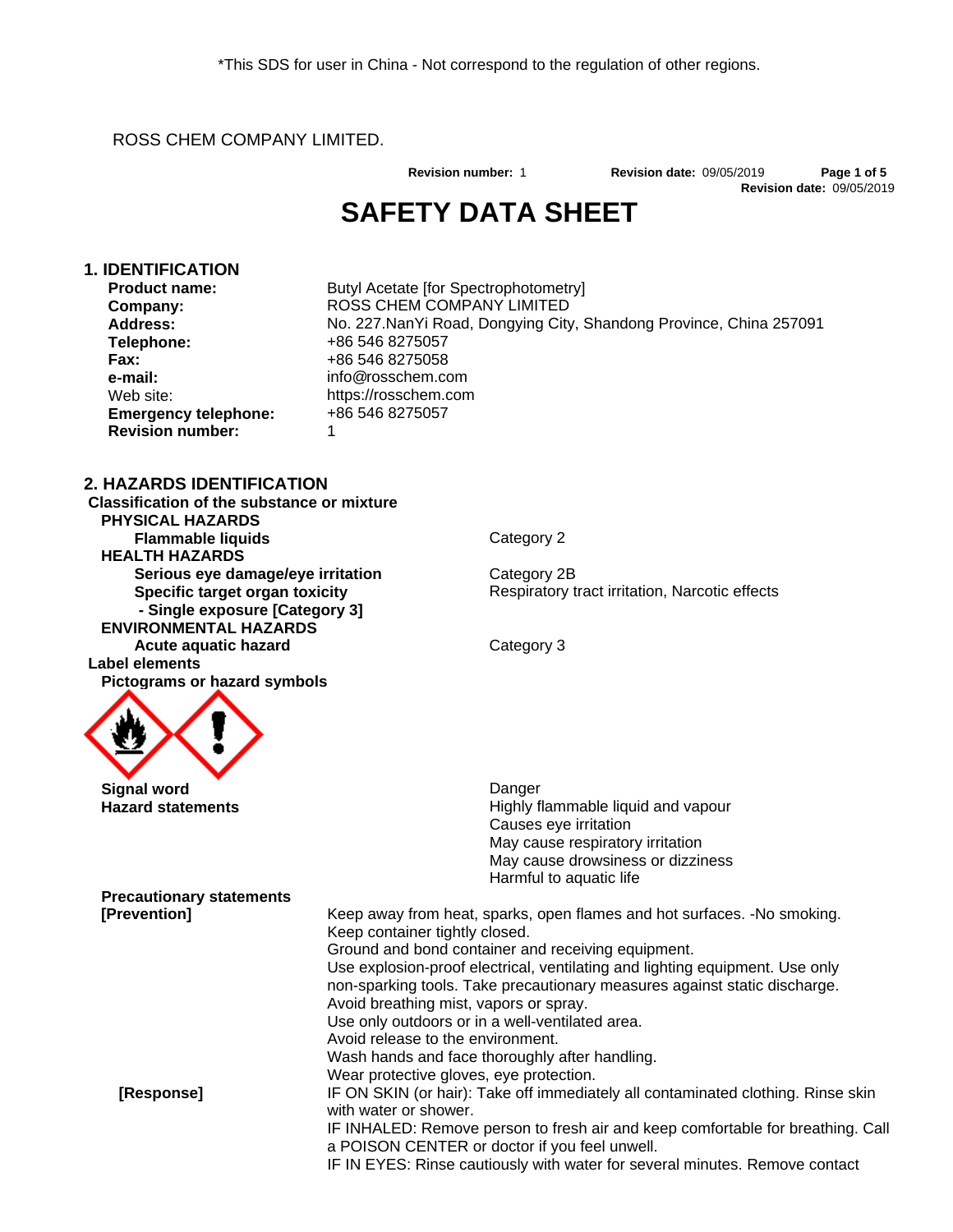*This SDS for user in China - Not correspond to the regulation of other regions.

ROSS CHEM COMPANY LIMITED.

**Revision number:** 1 **Revision date:** 09/05/2019
**Revision date:** 09/05/2019

# SAFETY DATA SHEET

## 1. IDENTIFICATION

| | |
|---|---|
| **Product name:** | Butyl Acetate [for Spectrophotometry] |
| **Company:** | ROSS CHEM COMPANY LIMITED |
| **Address:** | No. 227.NanYi Road, Dongying City, Shandong Province, China 257091 |
| **Telephone:** | +86 546 8275057 |
| **Fax:** | +86 546 8275058 |
| **e-mail:** | info@rosschem.com |
| Web site: | https://rosschem.com |
| **Emergency telephone:** | +86 546 8275057 |
| **Revision number:** | 1 |

## 2. HAZARDS IDENTIFICATION

**Classification of the substance or mixture**

**PHYSICAL HAZARDS**

| | |
|---|---|
| **Flammable liquids** | Category 2 |

**HEALTH HAZARDS**

| | |
|---|---|
| **Serious eye damage/eye irritation** | Category 2B |
| **Specific target organ toxicity - Single exposure [Category 3]** | Respiratory tract irritation, Narcotic effects |

**ENVIRONMENTAL HAZARDS**

| | |
|---|---|
| **Acute aquatic hazard** | Category 3 |

**Label elements**

**Pictograms or hazard symbols**

**Signal word** Danger

**Hazard statements**

Highly flammable liquid and vapour
Causes eye irritation
May cause respiratory irritation
May cause drowsiness or dizziness
Harmful to aquatic life

**Precautionary statements**

**[Prevention]**

Keep away from heat, sparks, open flames and hot surfaces. -No smoking.
Keep container tightly closed.
Ground and bond container and receiving equipment.
Use explosion-proof electrical, ventilating and lighting equipment. Use only non-sparking tools. Take precautionary measures against static discharge.
Avoid breathing mist, vapors or spray.
Use only outdoors or in a well-ventilated area.
Avoid release to the environment.
Wash hands and face thoroughly after handling.
Wear protective gloves, eye protection.

**[Response]**

IF ON SKIN (or hair): Take off immediately all contaminated clothing. Rinse skin with water or shower.
IF INHALED: Remove person to fresh air and keep comfortable for breathing. Call a POISON CENTER or doctor if you feel unwell.
IF IN EYES: Rinse cautiously with water for several minutes. Remove contact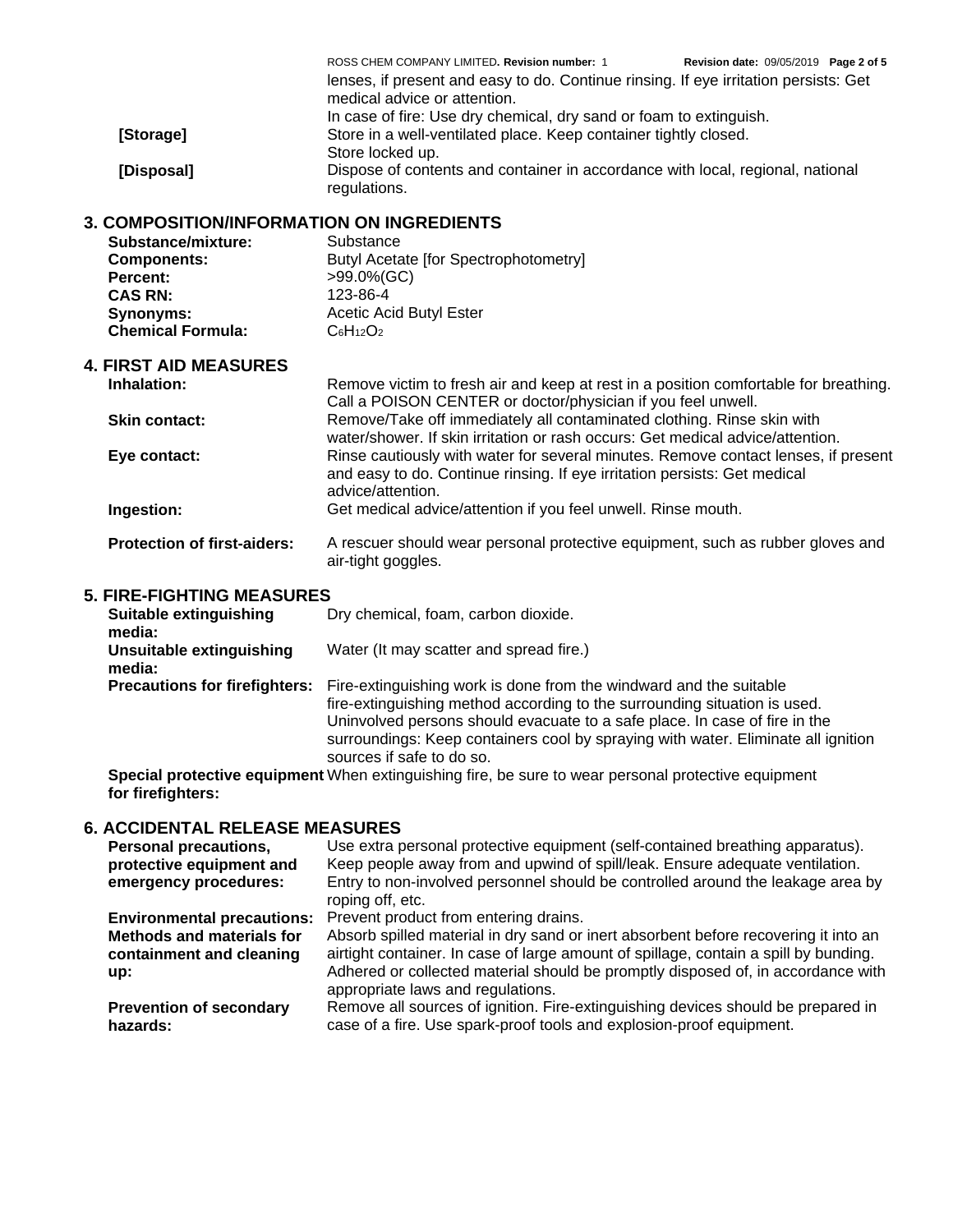lenses, if present and easy to do. Continue rinsing. If eye irritation persists: Get medical advice or attention.
In case of fire: Use dry chemical, dry sand or foam to extinguish.

| | |
|---|---|
| **[Storage]** | Store in a well-ventilated place. Keep container tightly closed. Store locked up. |
| **[Disposal]** | Dispose of contents and container in accordance with local, regional, national regulations. |

## 3. COMPOSITION/INFORMATION ON INGREDIENTS

| | |
|---|---|
| **Substance/mixture:** | Substance |
| **Components:** | Butyl Acetate [for Spectrophotometry] |
| **Percent:** | >99.0%(GC) |
| **CAS RN:** | 123-86-4 |
| **Synonyms:** | Acetic Acid Butyl Ester |
| **Chemical Formula:** | $C_6H_{12}O_2$ |

## 4. FIRST AID MEASURES

| | |
|---|---|
| **Inhalation:** | Remove victim to fresh air and keep at rest in a position comfortable for breathing. Call a POISON CENTER or doctor/physician if you feel unwell. |
| **Skin contact:** | Remove/Take off immediately all contaminated clothing. Rinse skin with water/shower. If skin irritation or rash occurs: Get medical advice/attention. |
| **Eye contact:** | Rinse cautiously with water for several minutes. Remove contact lenses, if present and easy to do. Continue rinsing. If eye irritation persists: Get medical advice/attention. |
| **Ingestion:** | Get medical advice/attention if you feel unwell. Rinse mouth. |
| **Protection of first-aiders:** | A rescuer should wear personal protective equipment, such as rubber gloves and air-tight goggles. |

## 5. FIRE-FIGHTING MEASURES

| | |
|---|---|
| **Suitable extinguishing media:** | Dry chemical, foam, carbon dioxide. |
| **Unsuitable extinguishing media:** | Water (It may scatter and spread fire.) |
| **Precautions for firefighters:** | Fire-extinguishing work is done from the windward and the suitable fire-extinguishing method according to the surrounding situation is used. Uninvolved persons should evacuate to a safe place. In case of fire in the surroundings: Keep containers cool by spraying with water. Eliminate all ignition sources if safe to do so. |
| **Special protective equipment for firefighters:** | When extinguishing fire, be sure to wear personal protective equipment |

## 6. ACCIDENTAL RELEASE MEASURES

| | |
|---|---|
| **Personal precautions, protective equipment and emergency procedures:** | Use extra personal protective equipment (self-contained breathing apparatus). Keep people away from and upwind of spill/leak. Ensure adequate ventilation. Entry to non-involved personnel should be controlled around the leakage area by roping off, etc. |
| **Environmental precautions:** | Prevent product from entering drains. |
| **Methods and materials for containment and cleaning up:** | Absorb spilled material in dry sand or inert absorbent before recovering it into an airtight container. In case of large amount of spillage, contain a spill by bunding. Adhered or collected material should be promptly disposed of, in accordance with appropriate laws and regulations. |
| **Prevention of secondary hazards:** | Remove all sources of ignition. Fire-extinguishing devices should be prepared in case of a fire. Use spark-proof tools and explosion-proof equipment. |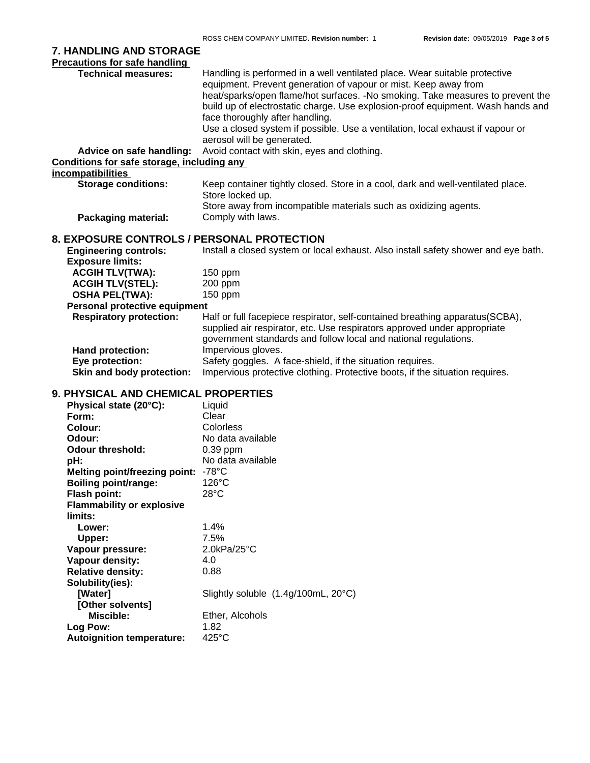## 7. HANDLING AND STORAGE

**Precautions for safe handling**

**Technical measures:** Handling is performed in a well ventilated place. Wear suitable protective equipment. Prevent generation of vapour or mist. Keep away from heat/sparks/open flame/hot surfaces. -No smoking. Take measures to prevent the build up of electrostatic charge. Use explosion-proof equipment. Wash hands and face thoroughly after handling.
Use a closed system if possible. Use a ventilation, local exhaust if vapour or aerosol will be generated.

**Advice on safe handling:** Avoid contact with skin, eyes and clothing.

**Conditions for safe storage, including any incompatibilities**

**Storage conditions:** Keep container tightly closed. Store in a cool, dark and well-ventilated place. Store locked up.
Store away from incompatible materials such as oxidizing agents.

**Packaging material:** Comply with laws.

## 8. EXPOSURE CONTROLS / PERSONAL PROTECTION

**Engineering controls:** Install a closed system or local exhaust. Also install safety shower and eye bath.

**Exposure limits:**

- **ACGIH TLV(TWA):** 150 ppm
- **ACGIH TLV(STEL):** 200 ppm
- **OSHA PEL(TWA):** 150 ppm

**Personal protective equipment**

**Respiratory protection:** Half or full facepiece respirator, self-contained breathing apparatus(SCBA), supplied air respirator, etc. Use respirators approved under appropriate government standards and follow local and national regulations.

**Hand protection:** Impervious gloves.

**Eye protection:** Safety goggles. A face-shield, if the situation requires.

**Skin and body protection:** Impervious protective clothing. Protective boots, if the situation requires.

## 9. PHYSICAL AND CHEMICAL PROPERTIES

**Physical state (20°C):** Liquid
**Form:** Clear
**Colour:** Colorless
**Odour:** No data available
**Odour threshold:** 0.39 ppm
**pH:** No data available
**Melting point/freezing point:** -78°C
**Boiling point/range:** 126°C
**Flash point:** 28°C
**Flammability or explosive limits:**
- **Lower:** 1.4%
- **Upper:** 7.5%

**Vapour pressure:** 2.0kPa/25°C
**Vapour density:** 4.0
**Relative density:** 0.88
**Solubility(ies):**
- **[Water]** Slightly soluble (1.4g/100mL, 20°C)
- **[Other solvents]**
  - **Miscible:** Ether, Alcohols

**Log Pow:** 1.82
**Autoignition temperature:** 425°C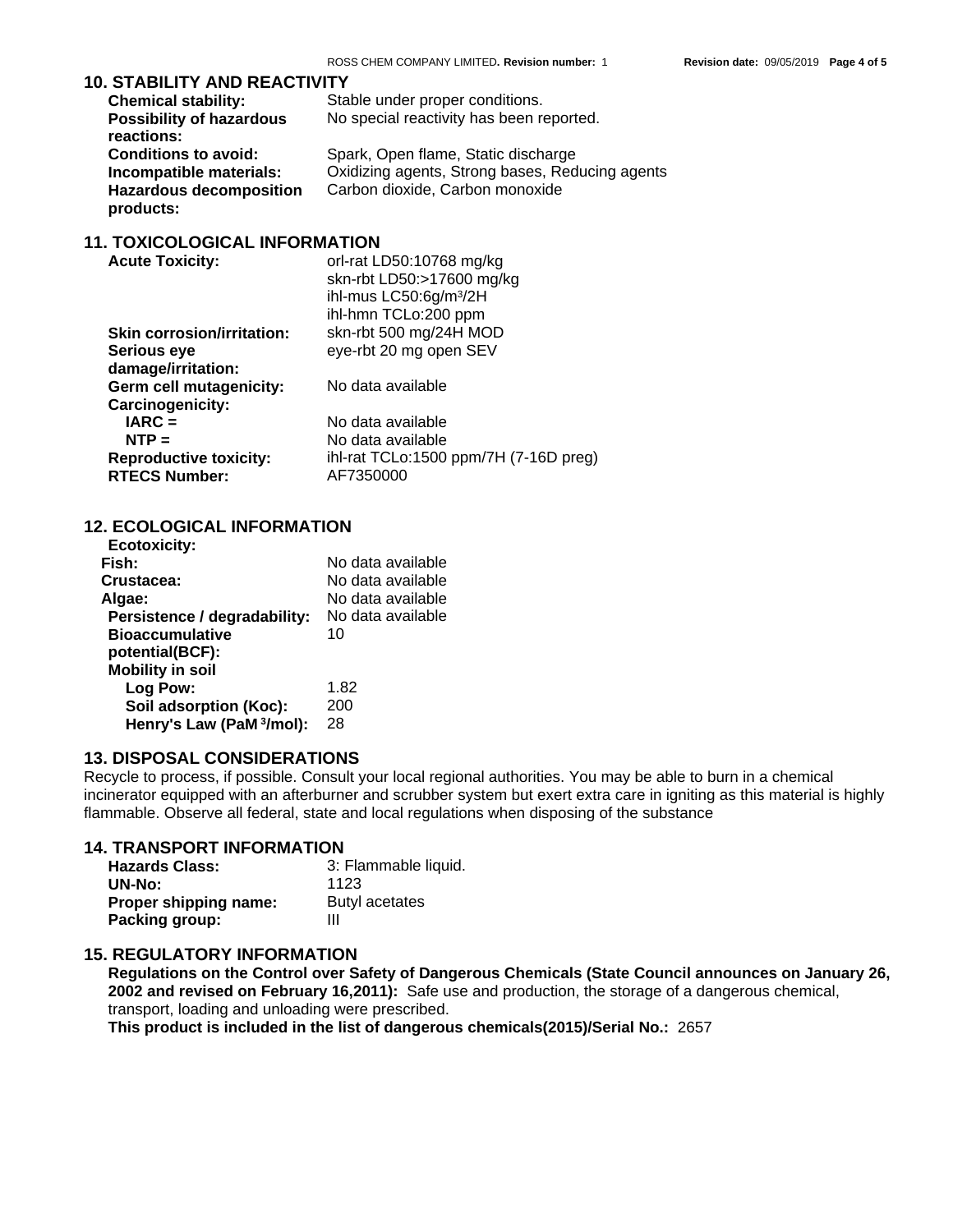## 10. STABILITY AND REACTIVITY

| | |
|---|---|
| **Chemical stability:** | Stable under proper conditions. |
| **Possibility of hazardous reactions:** | No special reactivity has been reported. |
| **Conditions to avoid:** | Spark, Open flame, Static discharge |
| **Incompatible materials:** | Oxidizing agents, Strong bases, Reducing agents |
| **Hazardous decomposition products:** | Carbon dioxide, Carbon monoxide |

## 11. TOXICOLOGICAL INFORMATION

| | |
|---|---|
| **Acute Toxicity:** | orl-rat LD50:10768 mg/kg<br>skn-rbt LD50:>17600 mg/kg<br>ihl-mus LC50:6g/m$^3$/2H<br>ihl-hmn TCLo:200 ppm |
| **Skin corrosion/irritation:** | skn-rbt 500 mg/24H MOD |
| **Serious eye damage/irritation:** | eye-rbt 20 mg open SEV |
| **Germ cell mutagenicity:** | No data available |
| **Carcinogenicity:** | |
| **IARC =** | No data available |
| **NTP =** | No data available |
| **Reproductive toxicity:** | ihl-rat TCLo:1500 ppm/7H (7-16D preg) |
| **RTECS Number:** | AF7350000 |

## 12. ECOLOGICAL INFORMATION

| | |
|---|---|
| **Ecotoxicity:** | |
| **Fish:** | No data available |
| **Crustacea:** | No data available |
| **Algae:** | No data available |
| **Persistence / degradability:** | No data available |
| **Bioaccumulative potential(BCF):** | 10 |
| **Mobility in soil** | |
| **Log Pow:** | 1.82 |
| **Soil adsorption (Koc):** | 200 |
| **Henry's Law (PaM$^3$/mol):** | 28 |

## 13. DISPOSAL CONSIDERATIONS

Recycle to process, if possible. Consult your local regional authorities. You may be able to burn in a chemical incinerator equipped with an afterburner and scrubber system but exert extra care in igniting as this material is highly flammable. Observe all federal, state and local regulations when disposing of the substance

## 14. TRANSPORT INFORMATION

| | |
|---|---|
| **Hazards Class:** | 3: Flammable liquid. |
| **UN-No:** | 1123 |
| **Proper shipping name:** | Butyl acetates |
| **Packing group:** | III |

## 15. REGULATORY INFORMATION

**Regulations on the Control over Safety of Dangerous Chemicals (State Council announces on January 26, 2002 and revised on February 16,2011):** Safe use and production, the storage of a dangerous chemical, transport, loading and unloading were prescribed.

**This product is included in the list of dangerous chemicals(2015)/Serial No.:** 2657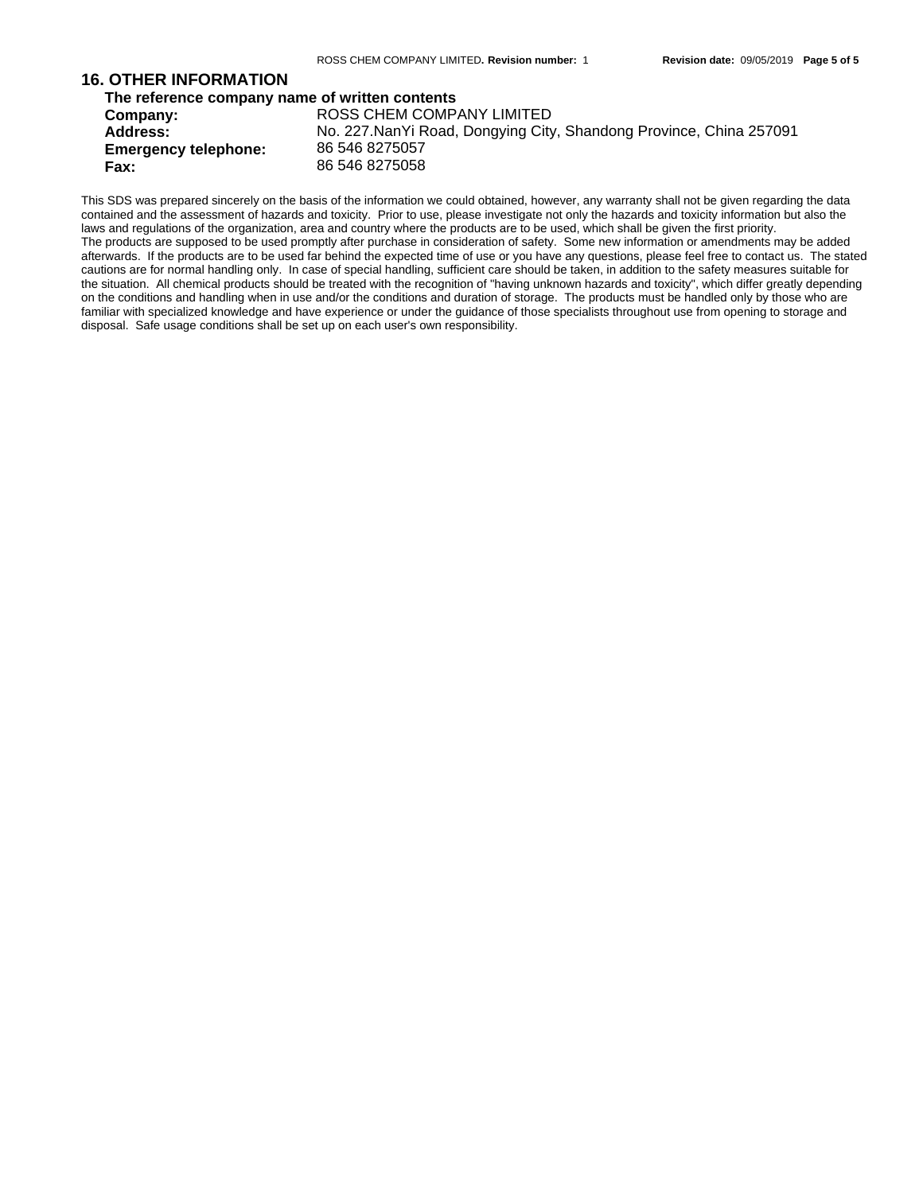## 16. OTHER INFORMATION

**The reference company name of written contents**

| | |
|---|---|
| **Company:** | ROSS CHEM COMPANY LIMITED |
| **Address:** | No. 227.NanYi Road, Dongying City, Shandong Province, China 257091 |
| **Emergency telephone:** | 86 546 8275057 |
| **Fax:** | 86 546 8275058 |

This SDS was prepared sincerely on the basis of the information we could obtained, however, any warranty shall not be given regarding the data contained and the assessment of hazards and toxicity. Prior to use, please investigate not only the hazards and toxicity information but also the laws and regulations of the organization, area and country where the products are to be used, which shall be given the first priority.
The products are supposed to be used promptly after purchase in consideration of safety. Some new information or amendments may be added afterwards. If the products are to be used far behind the expected time of use or you have any questions, please feel free to contact us. The stated cautions are for normal handling only. In case of special handling, sufficient care should be taken, in addition to the safety measures suitable for the situation. All chemical products should be treated with the recognition of "having unknown hazards and toxicity", which differ greatly depending on the conditions and handling when in use and/or the conditions and duration of storage. The products must be handled only by those who are familiar with specialized knowledge and have experience or under the guidance of those specialists throughout use from opening to storage and disposal. Safe usage conditions shall be set up on each user's own responsibility.